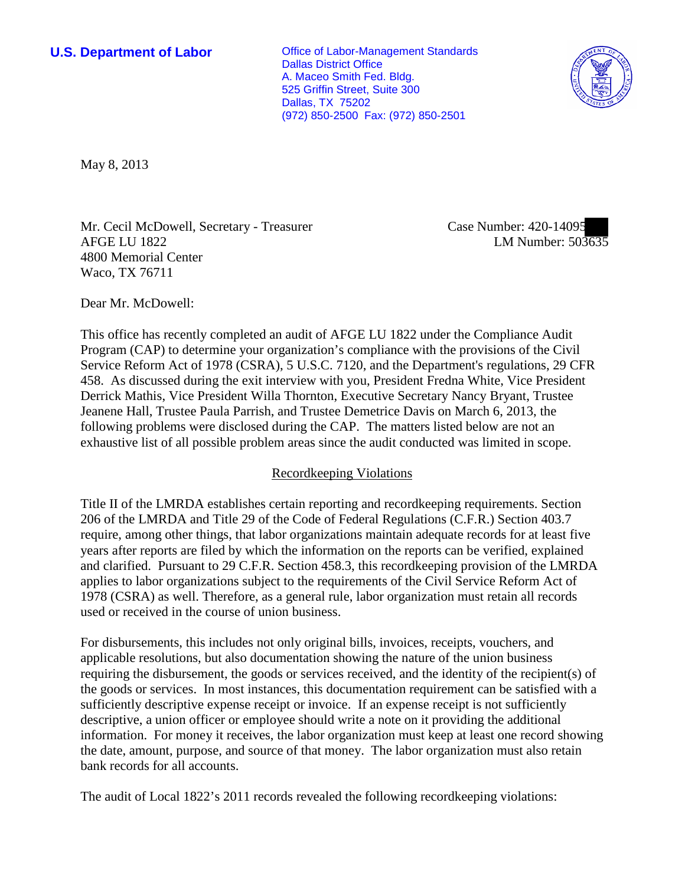**U.S. Department of Labor**

Office of Labor-Management Standards
Dallas District Office
A. Maceo Smith Fed. Bldg.
525 Griffin Street, Suite 300
Dallas, TX 75202
(972) 850-2500 Fax: (972) 850-2501

May 8, 2013

Mr. Cecil McDowell, Secretary - Treasurer
AFGE LU 1822
4800 Memorial Center
Waco, TX 76711

Case Number: 420-14095
LM Number: 503635

Dear Mr. McDowell:

This office has recently completed an audit of AFGE LU 1822 under the Compliance Audit Program (CAP) to determine your organization's compliance with the provisions of the Civil Service Reform Act of 1978 (CSRA), 5 U.S.C. 7120, and the Department's regulations, 29 CFR 458. As discussed during the exit interview with you, President Fredna White, Vice President Derrick Mathis, Vice President Willa Thornton, Executive Secretary Nancy Bryant, Trustee Jeanene Hall, Trustee Paula Parrish, and Trustee Demetrice Davis on March 6, 2013, the following problems were disclosed during the CAP. The matters listed below are not an exhaustive list of all possible problem areas since the audit conducted was limited in scope.

## Recordkeeping Violations

Title II of the LMRDA establishes certain reporting and recordkeeping requirements. Section 206 of the LMRDA and Title 29 of the Code of Federal Regulations (C.F.R.) Section 403.7 require, among other things, that labor organizations maintain adequate records for at least five years after reports are filed by which the information on the reports can be verified, explained and clarified. Pursuant to 29 C.F.R. Section 458.3, this recordkeeping provision of the LMRDA applies to labor organizations subject to the requirements of the Civil Service Reform Act of 1978 (CSRA) as well. Therefore, as a general rule, labor organization must retain all records used or received in the course of union business.

For disbursements, this includes not only original bills, invoices, receipts, vouchers, and applicable resolutions, but also documentation showing the nature of the union business requiring the disbursement, the goods or services received, and the identity of the recipient(s) of the goods or services. In most instances, this documentation requirement can be satisfied with a sufficiently descriptive expense receipt or invoice. If an expense receipt is not sufficiently descriptive, a union officer or employee should write a note on it providing the additional information. For money it receives, the labor organization must keep at least one record showing the date, amount, purpose, and source of that money. The labor organization must also retain bank records for all accounts.

The audit of Local 1822's 2011 records revealed the following recordkeeping violations: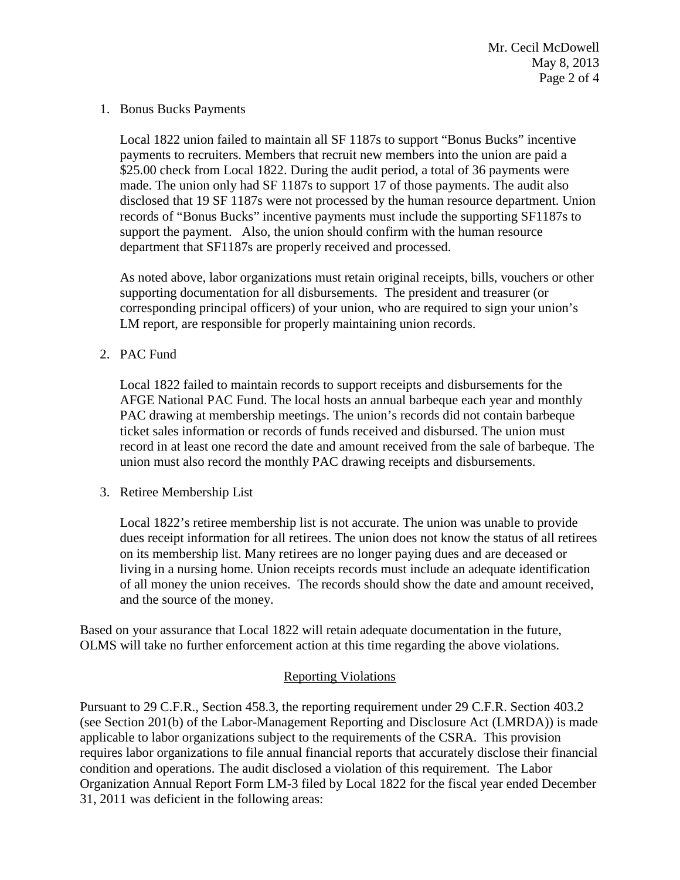1. Bonus Bucks Payments

   Local 1822 union failed to maintain all SF 1187s to support "Bonus Bucks" incentive payments to recruiters. Members that recruit new members into the union are paid a $25.00 check from Local 1822. During the audit period, a total of 36 payments were made. The union only had SF 1187s to support 17 of those payments. The audit also disclosed that 19 SF 1187s were not processed by the human resource department. Union records of "Bonus Bucks" incentive payments must include the supporting SF1187s to support the payment. Also, the union should confirm with the human resource department that SF1187s are properly received and processed.

   As noted above, labor organizations must retain original receipts, bills, vouchers or other supporting documentation for all disbursements. The president and treasurer (or corresponding principal officers) of your union, who are required to sign your union's LM report, are responsible for properly maintaining union records.

2. PAC Fund

   Local 1822 failed to maintain records to support receipts and disbursements for the AFGE National PAC Fund. The local hosts an annual barbeque each year and monthly PAC drawing at membership meetings. The union's records did not contain barbeque ticket sales information or records of funds received and disbursed. The union must record in at least one record the date and amount received from the sale of barbeque. The union must also record the monthly PAC drawing receipts and disbursements.

3. Retiree Membership List

   Local 1822's retiree membership list is not accurate. The union was unable to provide dues receipt information for all retirees. The union does not know the status of all retirees on its membership list. Many retirees are no longer paying dues and are deceased or living in a nursing home. Union receipts records must include an adequate identification of all money the union receives. The records should show the date and amount received, and the source of the money.

Based on your assurance that Local 1822 will retain adequate documentation in the future, OLMS will take no further enforcement action at this time regarding the above violations.

## Reporting Violations

Pursuant to 29 C.F.R., Section 458.3, the reporting requirement under 29 C.F.R. Section 403.2 (see Section 201(b) of the Labor-Management Reporting and Disclosure Act (LMRDA)) is made applicable to labor organizations subject to the requirements of the CSRA. This provision requires labor organizations to file annual financial reports that accurately disclose their financial condition and operations. The audit disclosed a violation of this requirement. The Labor Organization Annual Report Form LM-3 filed by Local 1822 for the fiscal year ended December 31, 2011 was deficient in the following areas: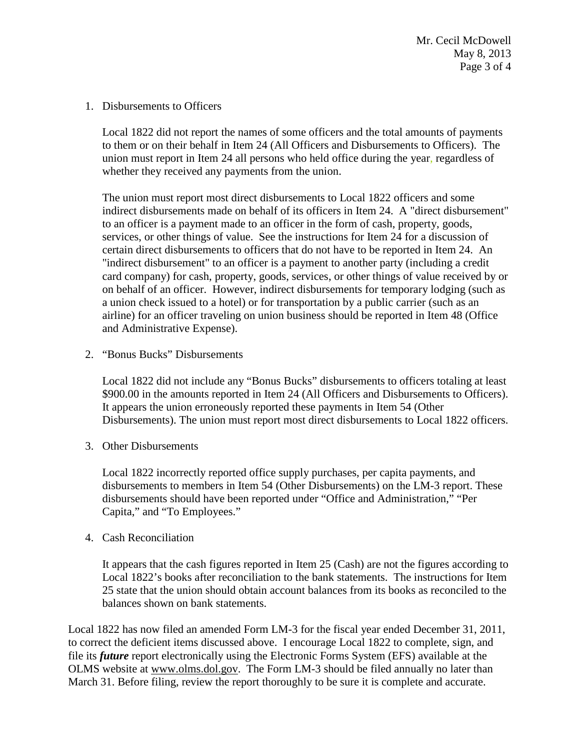1. Disbursements to Officers

   Local 1822 did not report the names of some officers and the total amounts of payments to them or on their behalf in Item 24 (All Officers and Disbursements to Officers). The union must report in Item 24 all persons who held office during the year, regardless of whether they received any payments from the union.

   The union must report most direct disbursements to Local 1822 officers and some indirect disbursements made on behalf of its officers in Item 24. A "direct disbursement" to an officer is a payment made to an officer in the form of cash, property, goods, services, or other things of value. See the instructions for Item 24 for a discussion of certain direct disbursements to officers that do not have to be reported in Item 24. An "indirect disbursement" to an officer is a payment to another party (including a credit card company) for cash, property, goods, services, or other things of value received by or on behalf of an officer. However, indirect disbursements for temporary lodging (such as a union check issued to a hotel) or for transportation by a public carrier (such as an airline) for an officer traveling on union business should be reported in Item 48 (Office and Administrative Expense).

2. "Bonus Bucks" Disbursements

   Local 1822 did not include any "Bonus Bucks" disbursements to officers totaling at least $900.00 in the amounts reported in Item 24 (All Officers and Disbursements to Officers). It appears the union erroneously reported these payments in Item 54 (Other Disbursements). The union must report most direct disbursements to Local 1822 officers.

3. Other Disbursements

   Local 1822 incorrectly reported office supply purchases, per capita payments, and disbursements to members in Item 54 (Other Disbursements) on the LM-3 report. These disbursements should have been reported under "Office and Administration," "Per Capita," and "To Employees."

4. Cash Reconciliation

   It appears that the cash figures reported in Item 25 (Cash) are not the figures according to Local 1822's books after reconciliation to the bank statements. The instructions for Item 25 state that the union should obtain account balances from its books as reconciled to the balances shown on bank statements.

Local 1822 has now filed an amended Form LM-3 for the fiscal year ended December 31, 2011, to correct the deficient items discussed above. I encourage Local 1822 to complete, sign, and file its ***future*** report electronically using the Electronic Forms System (EFS) available at the OLMS website at www.olms.dol.gov. The Form LM-3 should be filed annually no later than March 31. Before filing, review the report thoroughly to be sure it is complete and accurate.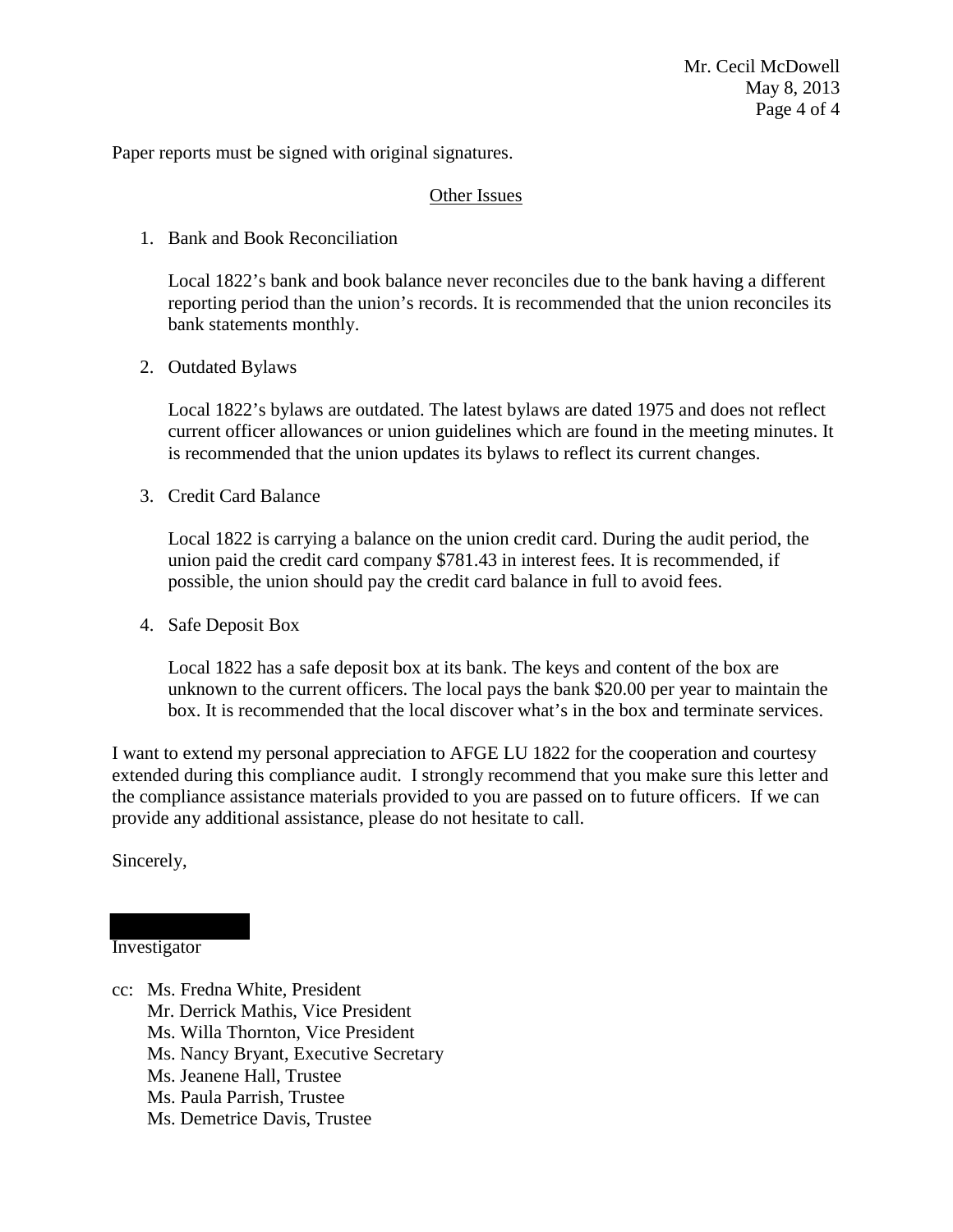Paper reports must be signed with original signatures.

## Other Issues

1. Bank and Book Reconciliation

   Local 1822's bank and book balance never reconciles due to the bank having a different reporting period than the union's records. It is recommended that the union reconciles its bank statements monthly.

2. Outdated Bylaws

   Local 1822's bylaws are outdated. The latest bylaws are dated 1975 and does not reflect current officer allowances or union guidelines which are found in the meeting minutes. It is recommended that the union updates its bylaws to reflect its current changes.

3. Credit Card Balance

   Local 1822 is carrying a balance on the union credit card. During the audit period, the union paid the credit card company $781.43 in interest fees. It is recommended, if possible, the union should pay the credit card balance in full to avoid fees.

4. Safe Deposit Box

   Local 1822 has a safe deposit box at its bank. The keys and content of the box are unknown to the current officers. The local pays the bank $20.00 per year to maintain the box. It is recommended that the local discover what's in the box and terminate services.

I want to extend my personal appreciation to AFGE LU 1822 for the cooperation and courtesy extended during this compliance audit. I strongly recommend that you make sure this letter and the compliance assistance materials provided to you are passed on to future officers. If we can provide any additional assistance, please do not hesitate to call.

Sincerely,

Investigator

cc: Ms. Fredna White, President
Mr. Derrick Mathis, Vice President
Ms. Willa Thornton, Vice President
Ms. Nancy Bryant, Executive Secretary
Ms. Jeanene Hall, Trustee
Ms. Paula Parrish, Trustee
Ms. Demetrice Davis, Trustee